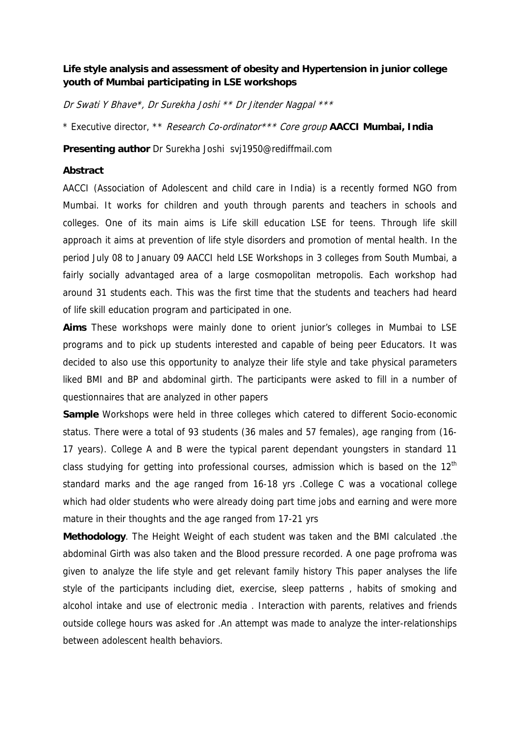**Life style analysis and assessment of obesity and Hypertension in junior college youth of Mumbai participating in LSE workshops**

*Dr Swati Y Bhave\*, Dr Surekha Joshi \*\* Dr Jitender Nagpal \*\*\**

\* Executive director, \*\* *Research Co-ordinator\*\*\* Core group* **AACCI Mumbai, India**

**Presenting author** Dr Surekha Joshi svj1950@rediffmail.com

**Abstract**

AACCI (Association of Adolescent and child care in India) is a recently formed NGO from Mumbai. It works for children and youth through parents and teachers in schools and colleges. One of its main aims is Life skill education LSE for teens. Through life skill approach it aims at prevention of life style disorders and promotion of mental health. In the period July 08 to January 09 AACCI held LSE Workshops in 3 colleges from South Mumbai, a fairly socially advantaged area of a large cosmopolitan metropolis. Each workshop had around 31 students each. This was the first time that the students and teachers had heard of life skill education program and participated in one.

**Aims** These workshops were mainly done to orient junior's colleges in Mumbai to LSE programs and to pick up students interested and capable of being peer Educators. It was decided to also use this opportunity to analyze their life style and take physical parameters liked BMI and BP and abdominal girth. The participants were asked to fill in a number of questionnaires that are analyzed in other papers

**Sample** Workshops were held in three colleges which catered to different Socio-economic status. There were a total of 93 students (36 males and 57 females), age ranging from (16-17 years). College A and B were the typical parent dependant youngsters in standard 11 class studying for getting into professional courses, admission which is based on the 12$^{th}$ standard marks and the age ranged from 16-18 yrs .College C was a vocational college which had older students who were already doing part time jobs and earning and were more mature in their thoughts and the age ranged from 17-21 yrs

**Methodology**. The Height Weight of each student was taken and the BMI calculated .the abdominal Girth was also taken and the Blood pressure recorded. A one page profroma was given to analyze the life style and get relevant family history This paper analyses the life style of the participants including diet, exercise, sleep patterns , habits of smoking and alcohol intake and use of electronic media . Interaction with parents, relatives and friends outside college hours was asked for .An attempt was made to analyze the inter-relationships between adolescent health behaviors.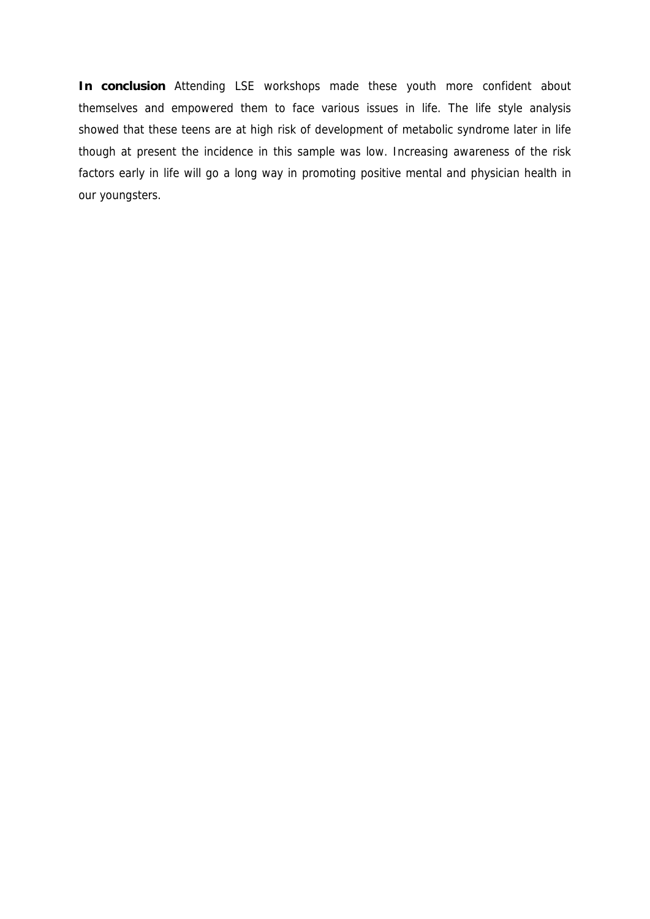**In conclusion** Attending LSE workshops made these youth more confident about themselves and empowered them to face various issues in life. The life style analysis showed that these teens are at high risk of development of metabolic syndrome later in life though at present the incidence in this sample was low. Increasing awareness of the risk factors early in life will go a long way in promoting positive mental and physician health in our youngsters.